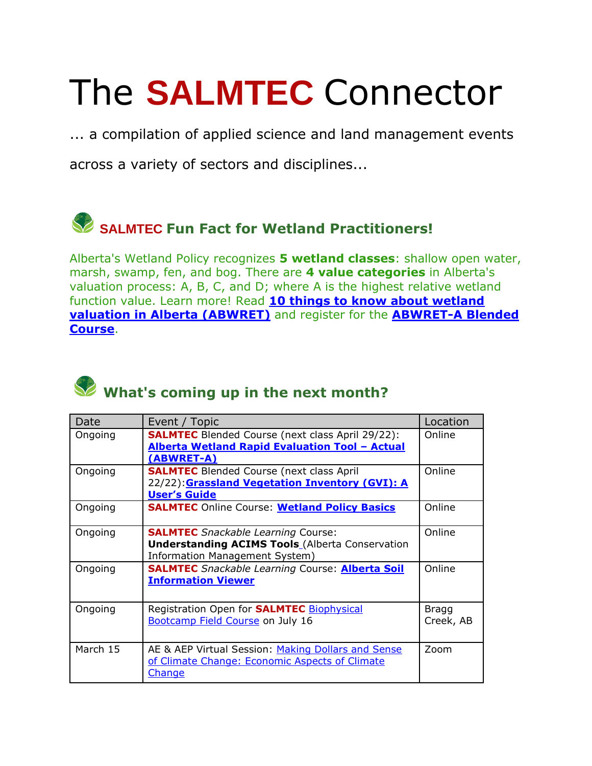# The **SALMTEC** Connector

... a compilation of applied science and land management events across a variety of sectors and disciplines...

## **SALMTEC** Fun Fact for Wetland Practitioners!

Alberta's Wetland Policy recognizes **5 wetland classes**: shallow open water, marsh, swamp, fen, and bog. There are **4 value categories** in Alberta's valuation process: A, B, C, and D; where A is the highest relative wetland function value. Learn more! Read **10 things to know about wetland valuation in Alberta (ABWRET)** and register for the **ABWRET-A Blended Course**.

## What's coming up in the next month?

| Date | Event / Topic | Location |
|---|---|---|
| Ongoing | **SALMTEC** Blended Course (next class April 29/22): **Alberta Wetland Rapid Evaluation Tool – Actual (ABWRET-A)** | Online |
| Ongoing | **SALMTEC** Blended Course (next class April 22/22):**Grassland Vegetation Inventory (GVI): A User's Guide** | Online |
| Ongoing | **SALMTEC** Online Course: **Wetland Policy Basics** | Online |
| Ongoing | **SALMTEC** *Snackable Learning* Course: **Understanding ACIMS Tools** (Alberta Conservation Information Management System) | Online |
| Ongoing | **SALMTEC** *Snackable Learning* Course: **Alberta Soil Information Viewer** | Online |
| Ongoing | Registration Open for **SALMTEC** Biophysical Bootcamp Field Course on July 16 | Bragg Creek, AB |
| March 15 | AE & AEP Virtual Session: Making Dollars and Sense of Climate Change: Economic Aspects of Climate Change | Zoom |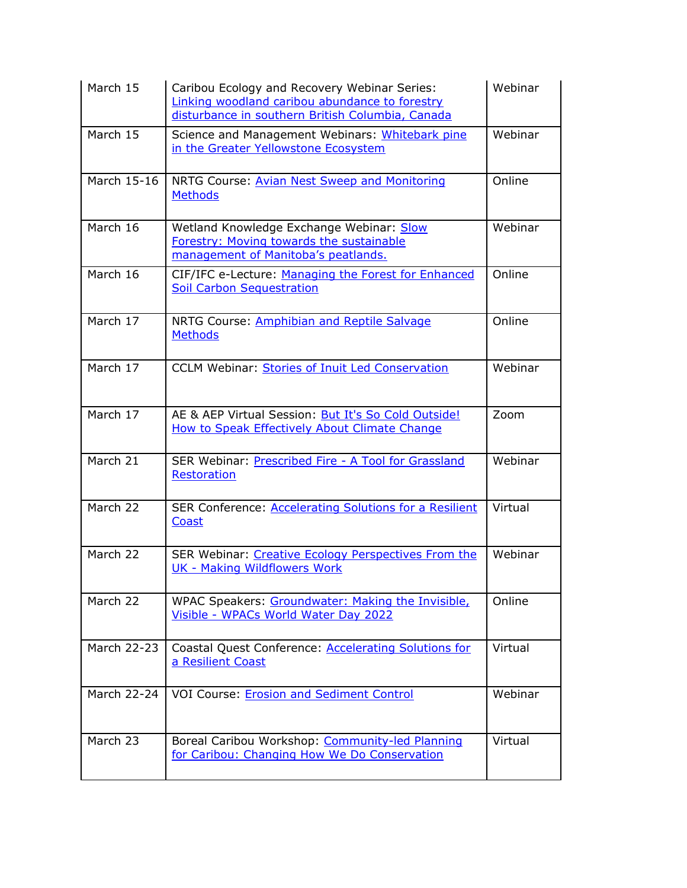| March 15 | Caribou Ecology and Recovery Webinar Series: Linking woodland caribou abundance to forestry disturbance in southern British Columbia, Canada | Webinar |
|---|---|---|
| March 15 | Science and Management Webinars: Whitebark pine in the Greater Yellowstone Ecosystem | Webinar |
| March 15-16 | NRTG Course: Avian Nest Sweep and Monitoring Methods | Online |
| March 16 | Wetland Knowledge Exchange Webinar: Slow Forestry: Moving towards the sustainable management of Manitoba's peatlands. | Webinar |
| March 16 | CIF/IFC e-Lecture: Managing the Forest for Enhanced Soil Carbon Sequestration | Online |
| March 17 | NRTG Course: Amphibian and Reptile Salvage Methods | Online |
| March 17 | CCLM Webinar: Stories of Inuit Led Conservation | Webinar |
| March 17 | AE & AEP Virtual Session: But It's So Cold Outside! How to Speak Effectively About Climate Change | Zoom |
| March 21 | SER Webinar: Prescribed Fire - A Tool for Grassland Restoration | Webinar |
| March 22 | SER Conference: Accelerating Solutions for a Resilient Coast | Virtual |
| March 22 | SER Webinar: Creative Ecology Perspectives From the UK - Making Wildflowers Work | Webinar |
| March 22 | WPAC Speakers: Groundwater: Making the Invisible, Visible - WPACs World Water Day 2022 | Online |
| March 22-23 | Coastal Quest Conference: Accelerating Solutions for a Resilient Coast | Virtual |
| March 22-24 | VOI Course: Erosion and Sediment Control | Webinar |
| March 23 | Boreal Caribou Workshop: Community-led Planning for Caribou: Changing How We Do Conservation | Virtual |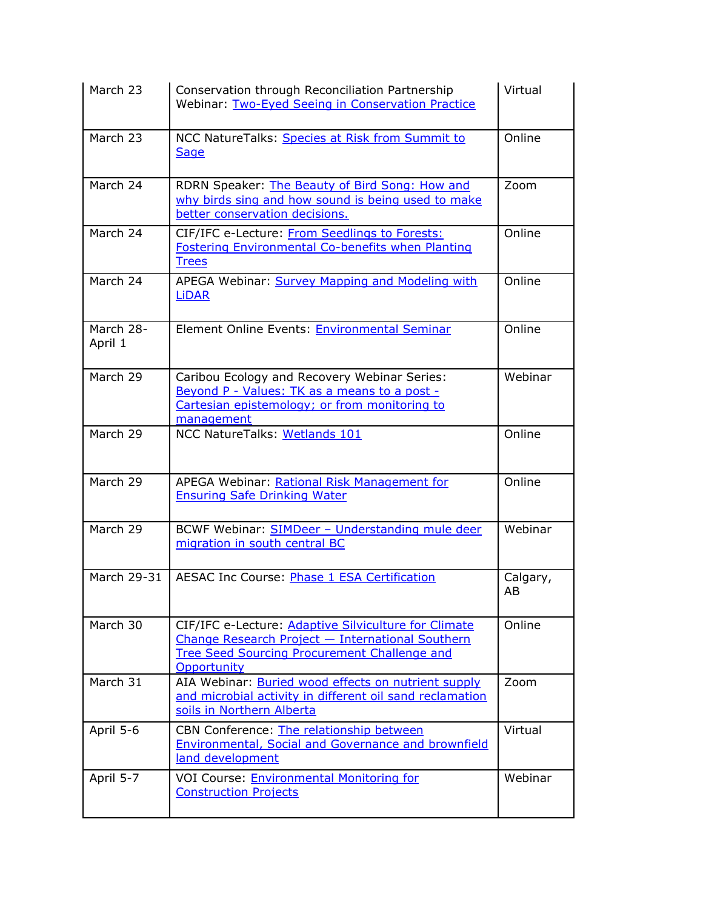| March 23 | Conservation through Reconciliation Partnership Webinar: Two-Eyed Seeing in Conservation Practice | Virtual |
|---|---|---|
| March 23 | NCC NatureTalks: Species at Risk from Summit to Sage | Online |
| March 24 | RDRN Speaker: The Beauty of Bird Song: How and why birds sing and how sound is being used to make better conservation decisions. | Zoom |
| March 24 | CIF/IFC e-Lecture: From Seedlings to Forests: Fostering Environmental Co-benefits when Planting Trees | Online |
| March 24 | APEGA Webinar: Survey Mapping and Modeling with LiDAR | Online |
| March 28-April 1 | Element Online Events: Environmental Seminar | Online |
| March 29 | Caribou Ecology and Recovery Webinar Series: Beyond P - Values: TK as a means to a post - Cartesian epistemology; or from monitoring to management | Webinar |
| March 29 | NCC NatureTalks: Wetlands 101 | Online |
| March 29 | APEGA Webinar: Rational Risk Management for Ensuring Safe Drinking Water | Online |
| March 29 | BCWF Webinar: SIMDeer – Understanding mule deer migration in south central BC | Webinar |
| March 29-31 | AESAC Inc Course: Phase 1 ESA Certification | Calgary, AB |
| March 30 | CIF/IFC e-Lecture: Adaptive Silviculture for Climate Change Research Project — International Southern Tree Seed Sourcing Procurement Challenge and Opportunity | Online |
| March 31 | AIA Webinar: Buried wood effects on nutrient supply and microbial activity in different oil sand reclamation soils in Northern Alberta | Zoom |
| April 5-6 | CBN Conference: The relationship between Environmental, Social and Governance and brownfield land development | Virtual |
| April 5-7 | VOI Course: Environmental Monitoring for Construction Projects | Webinar |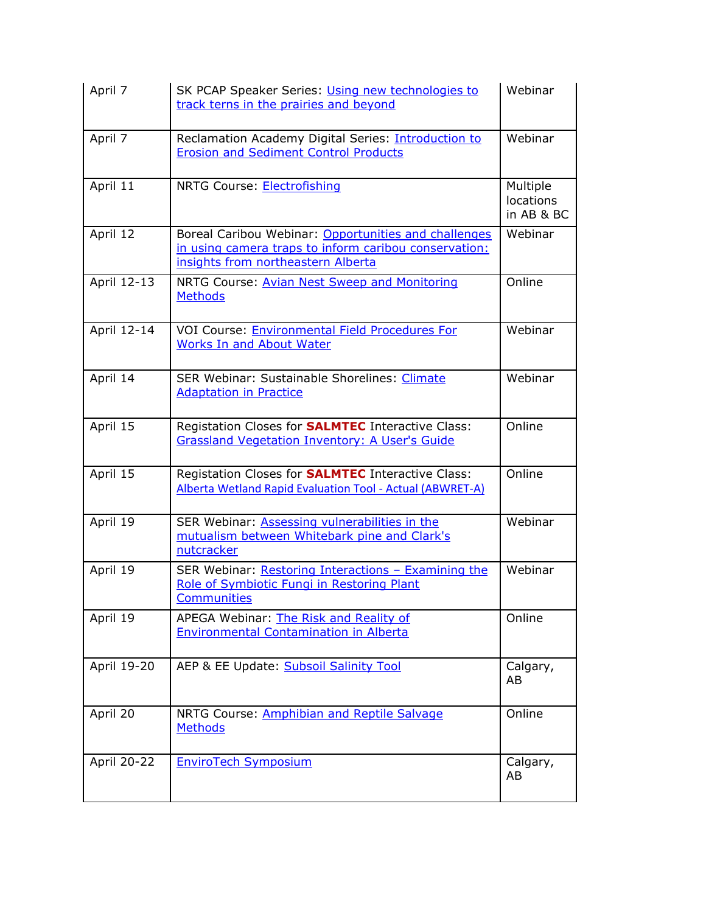| | | |
|---|---|---|
| April 7 | SK PCAP Speaker Series: Using new technologies to track terns in the prairies and beyond | Webinar |
| April 7 | Reclamation Academy Digital Series: Introduction to Erosion and Sediment Control Products | Webinar |
| April 11 | NRTG Course: Electrofishing | Multiple locations in AB & BC |
| April 12 | Boreal Caribou Webinar: Opportunities and challenges in using camera traps to inform caribou conservation: insights from northeastern Alberta | Webinar |
| April 12-13 | NRTG Course: Avian Nest Sweep and Monitoring Methods | Online |
| April 12-14 | VOI Course: Environmental Field Procedures For Works In and About Water | Webinar |
| April 14 | SER Webinar: Sustainable Shorelines: Climate Adaptation in Practice | Webinar |
| April 15 | Registation Closes for **SALMTEC** Interactive Class: Grassland Vegetation Inventory: A User's Guide | Online |
| April 15 | Registation Closes for **SALMTEC** Interactive Class: Alberta Wetland Rapid Evaluation Tool - Actual (ABWRET-A) | Online |
| April 19 | SER Webinar: Assessing vulnerabilities in the mutualism between Whitebark pine and Clark's nutcracker | Webinar |
| April 19 | SER Webinar: Restoring Interactions – Examining the Role of Symbiotic Fungi in Restoring Plant Communities | Webinar |
| April 19 | APEGA Webinar: The Risk and Reality of Environmental Contamination in Alberta | Online |
| April 19-20 | AEP & EE Update: Subsoil Salinity Tool | Calgary, AB |
| April 20 | NRTG Course: Amphibian and Reptile Salvage Methods | Online |
| April 20-22 | EnviroTech Symposium | Calgary, AB |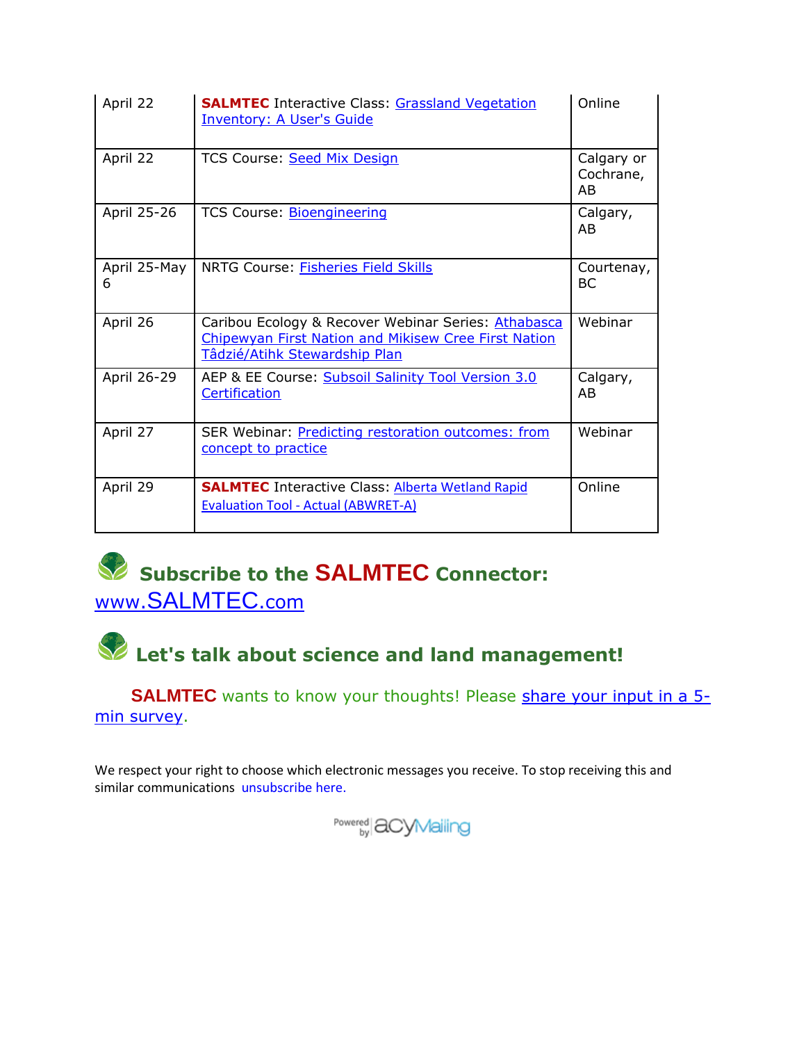| | | |
|---|---|---|
| April 22 | **SALMTEC** Interactive Class: Grassland Vegetation Inventory: A User's Guide | Online |
| April 22 | TCS Course: Seed Mix Design | Calgary or Cochrane, AB |
| April 25-26 | TCS Course: Bioengineering | Calgary, AB |
| April 25-May 6 | NRTG Course: Fisheries Field Skills | Courtenay, BC |
| April 26 | Caribou Ecology & Recover Webinar Series: Athabasca Chipewyan First Nation and Mikisew Cree First Nation Tâdzié/Atihk Stewardship Plan | Webinar |
| April 26-29 | AEP & EE Course: Subsoil Salinity Tool Version 3.0 Certification | Calgary, AB |
| April 27 | SER Webinar: Predicting restoration outcomes: from concept to practice | Webinar |
| April 29 | **SALMTEC** Interactive Class: Alberta Wetland Rapid Evaluation Tool - Actual (ABWRET-A) | Online |

## Subscribe to the SALMTEC Connector: www.SALMTEC.com

## Let's talk about science and land management!

**SALMTEC** wants to know your thoughts! Please share your input in a 5-min survey.

We respect your right to choose which electronic messages you receive. To stop receiving this and similar communications unsubscribe here.

Powered by acyMailing